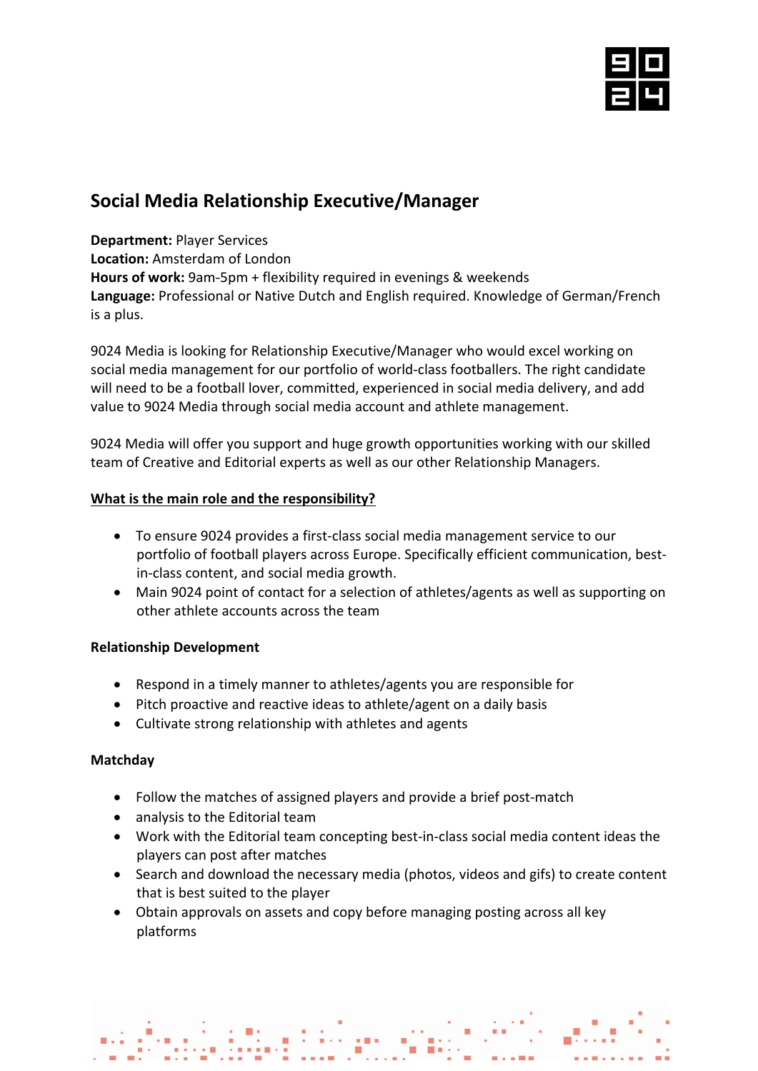# Social Media Relationship Executive/Manager

**Department:** Player Services
**Location:** Amsterdam of London
**Hours of work:** 9am-5pm + flexibility required in evenings & weekends
**Language:** Professional or Native Dutch and English required. Knowledge of German/French is a plus.

9024 Media is looking for Relationship Executive/Manager who would excel working on social media management for our portfolio of world-class footballers. The right candidate will need to be a football lover, committed, experienced in social media delivery, and add value to 9024 Media through social media account and athlete management.

9024 Media will offer you support and huge growth opportunities working with our skilled team of Creative and Editorial experts as well as our other Relationship Managers.

## What is the main role and the responsibility?

- To ensure 9024 provides a first-class social media management service to our portfolio of football players across Europe. Specifically efficient communication, best-in-class content, and social media growth.
- Main 9024 point of contact for a selection of athletes/agents as well as supporting on other athlete accounts across the team

### Relationship Development

- Respond in a timely manner to athletes/agents you are responsible for
- Pitch proactive and reactive ideas to athlete/agent on a daily basis
- Cultivate strong relationship with athletes and agents

### Matchday

- Follow the matches of assigned players and provide a brief post-match
- analysis to the Editorial team
- Work with the Editorial team concepting best-in-class social media content ideas the players can post after matches
- Search and download the necessary media (photos, videos and gifs) to create content that is best suited to the player
- Obtain approvals on assets and copy before managing posting across all key platforms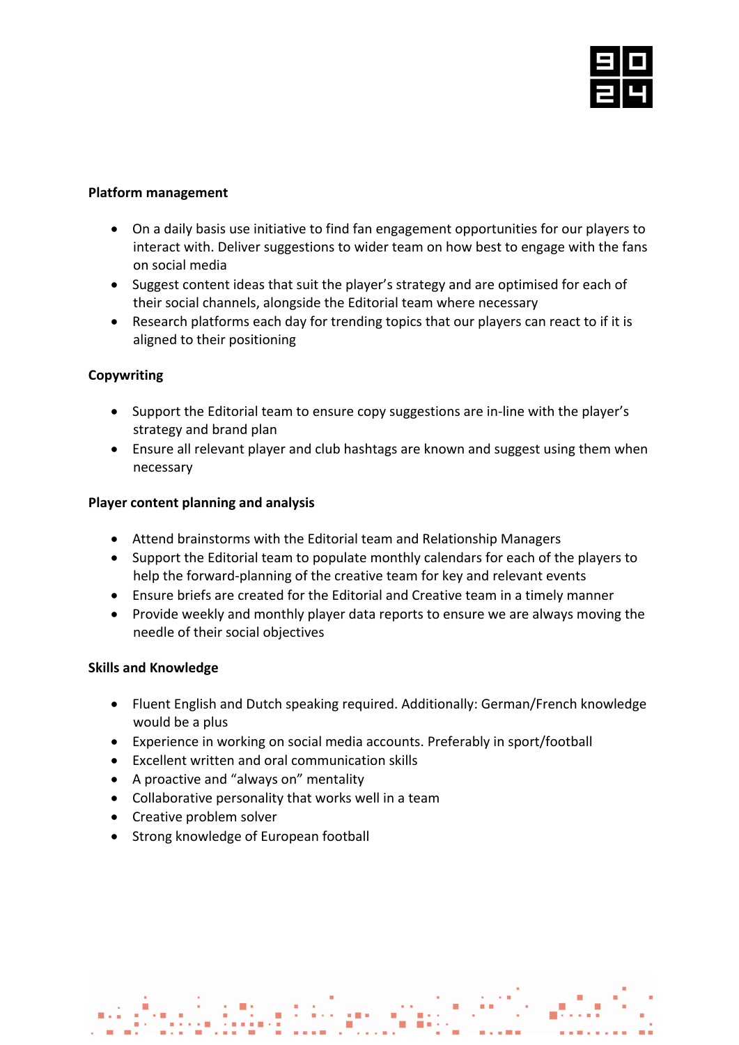**Platform management**

- On a daily basis use initiative to find fan engagement opportunities for our players to interact with. Deliver suggestions to wider team on how best to engage with the fans on social media
- Suggest content ideas that suit the player's strategy and are optimised for each of their social channels, alongside the Editorial team where necessary
- Research platforms each day for trending topics that our players can react to if it is aligned to their positioning

**Copywriting**

- Support the Editorial team to ensure copy suggestions are in-line with the player's strategy and brand plan
- Ensure all relevant player and club hashtags are known and suggest using them when necessary

**Player content planning and analysis**

- Attend brainstorms with the Editorial team and Relationship Managers
- Support the Editorial team to populate monthly calendars for each of the players to help the forward-planning of the creative team for key and relevant events
- Ensure briefs are created for the Editorial and Creative team in a timely manner
- Provide weekly and monthly player data reports to ensure we are always moving the needle of their social objectives

**Skills and Knowledge**

- Fluent English and Dutch speaking required. Additionally: German/French knowledge would be a plus
- Experience in working on social media accounts. Preferably in sport/football
- Excellent written and oral communication skills
- A proactive and "always on" mentality
- Collaborative personality that works well in a team
- Creative problem solver
- Strong knowledge of European football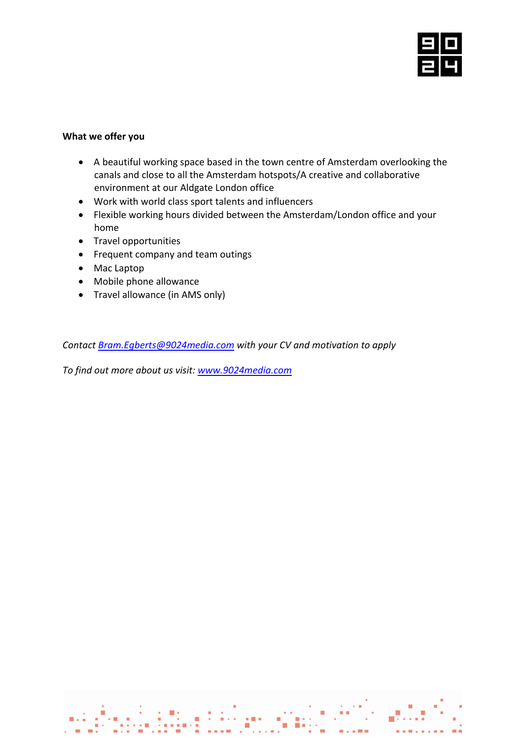**What we offer you**

- A beautiful working space based in the town centre of Amsterdam overlooking the canals and close to all the Amsterdam hotspots/A creative and collaborative environment at our Aldgate London office
- Work with world class sport talents and influencers
- Flexible working hours divided between the Amsterdam/London office and your home
- Travel opportunities
- Frequent company and team outings
- Mac Laptop
- Mobile phone allowance
- Travel allowance (in AMS only)

*Contact [Bram.Egberts@9024media.com](mailto:Bram.Egberts@9024media.com) with your CV and motivation to apply*

*To find out more about us visit: [www.9024media.com](http://www.9024media.com)*